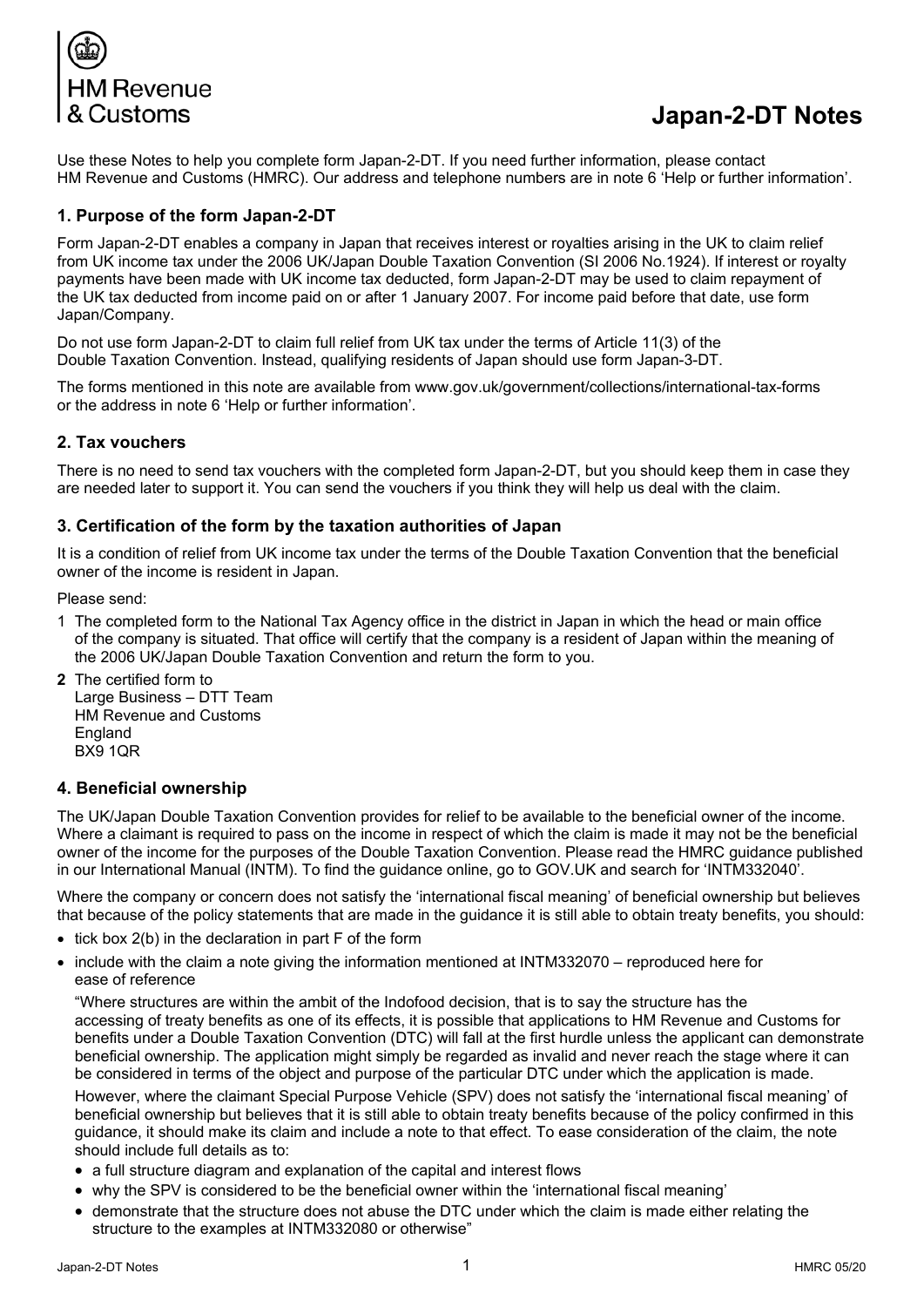HM Revenue & Customs

# Japan-2-DT Notes

Use these Notes to help you complete form Japan-2-DT. If you need further information, please contact HM Revenue and Customs (HMRC). Our address and telephone numbers are in note 6 'Help or further information'.

## 1. Purpose of the form Japan-2-DT

Form Japan-2-DT enables a company in Japan that receives interest or royalties arising in the UK to claim relief from UK income tax under the 2006 UK/Japan Double Taxation Convention (SI 2006 No.1924). If interest or royalty payments have been made with UK income tax deducted, form Japan-2-DT may be used to claim repayment of the UK tax deducted from income paid on or after 1 January 2007. For income paid before that date, use form Japan/Company.

Do not use form Japan-2-DT to claim full relief from UK tax under the terms of Article 11(3) of the Double Taxation Convention. Instead, qualifying residents of Japan should use form Japan-3-DT.

The forms mentioned in this note are available from www.gov.uk/government/collections/international-tax-forms or the address in note 6 'Help or further information'.

## 2. Tax vouchers

There is no need to send tax vouchers with the completed form Japan-2-DT, but you should keep them in case they are needed later to support it. You can send the vouchers if you think they will help us deal with the claim.

## 3. Certification of the form by the taxation authorities of Japan

It is a condition of relief from UK income tax under the terms of the Double Taxation Convention that the beneficial owner of the income is resident in Japan.

Please send:

1. The completed form to the National Tax Agency office in the district in Japan in which the head or main office of the company is situated. That office will certify that the company is a resident of Japan within the meaning of the 2006 UK/Japan Double Taxation Convention and return the form to you.
2. The certified form to
   Large Business – DTT Team
   HM Revenue and Customs
   England
   BX9 1QR

## 4. Beneficial ownership

The UK/Japan Double Taxation Convention provides for relief to be available to the beneficial owner of the income. Where a claimant is required to pass on the income in respect of which the claim is made it may not be the beneficial owner of the income for the purposes of the Double Taxation Convention. Please read the HMRC guidance published in our International Manual (INTM). To find the guidance online, go to GOV.UK and search for 'INTM332040'.

Where the company or concern does not satisfy the 'international fiscal meaning' of beneficial ownership but believes that because of the policy statements that are made in the guidance it is still able to obtain treaty benefits, you should:

- tick box 2(b) in the declaration in part F of the form
- include with the claim a note giving the information mentioned at INTM332070 – reproduced here for ease of reference

  "Where structures are within the ambit of the Indofood decision, that is to say the structure has the accessing of treaty benefits as one of its effects, it is possible that applications to HM Revenue and Customs for benefits under a Double Taxation Convention (DTC) will fall at the first hurdle unless the applicant can demonstrate beneficial ownership. The application might simply be regarded as invalid and never reach the stage where it can be considered in terms of the object and purpose of the particular DTC under which the application is made.

  However, where the claimant Special Purpose Vehicle (SPV) does not satisfy the 'international fiscal meaning' of beneficial ownership but believes that it is still able to obtain treaty benefits because of the policy confirmed in this guidance, it should make its claim and include a note to that effect. To ease consideration of the claim, the note should include full details as to:

  - a full structure diagram and explanation of the capital and interest flows
  - why the SPV is considered to be the beneficial owner within the 'international fiscal meaning'
  - demonstrate that the structure does not abuse the DTC under which the claim is made either relating the structure to the examples at INTM332080 or otherwise"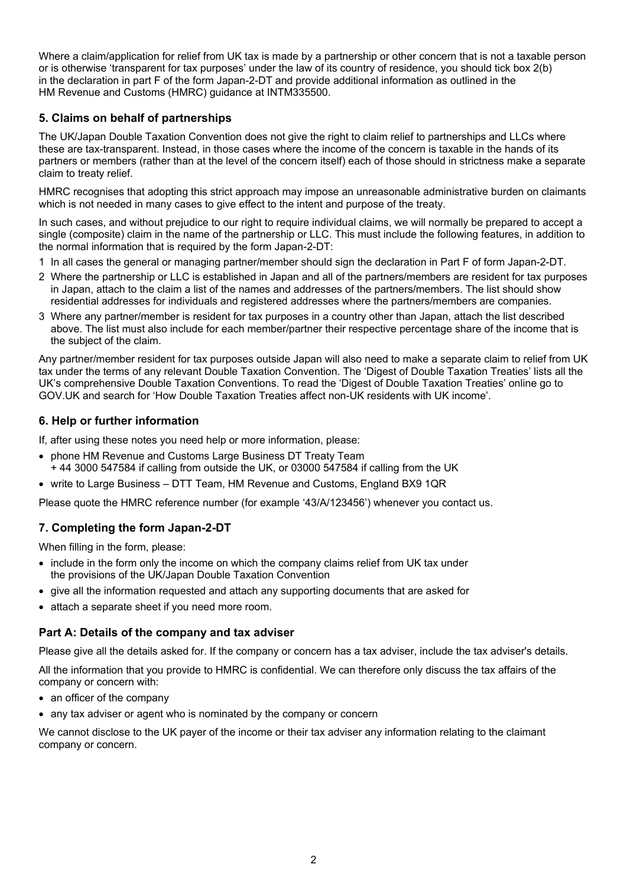Where a claim/application for relief from UK tax is made by a partnership or other concern that is not a taxable person or is otherwise 'transparent for tax purposes' under the law of its country of residence, you should tick box 2(b) in the declaration in part F of the form Japan-2-DT and provide additional information as outlined in the HM Revenue and Customs (HMRC) guidance at INTM335500.

## 5. Claims on behalf of partnerships

The UK/Japan Double Taxation Convention does not give the right to claim relief to partnerships and LLCs where these are tax-transparent. Instead, in those cases where the income of the concern is taxable in the hands of its partners or members (rather than at the level of the concern itself) each of those should in strictness make a separate claim to treaty relief.

HMRC recognises that adopting this strict approach may impose an unreasonable administrative burden on claimants which is not needed in many cases to give effect to the intent and purpose of the treaty.

In such cases, and without prejudice to our right to require individual claims, we will normally be prepared to accept a single (composite) claim in the name of the partnership or LLC. This must include the following features, in addition to the normal information that is required by the form Japan-2-DT:

1. In all cases the general or managing partner/member should sign the declaration in Part F of form Japan-2-DT.
2. Where the partnership or LLC is established in Japan and all of the partners/members are resident for tax purposes in Japan, attach to the claim a list of the names and addresses of the partners/members. The list should show residential addresses for individuals and registered addresses where the partners/members are companies.
3. Where any partner/member is resident for tax purposes in a country other than Japan, attach the list described above. The list must also include for each member/partner their respective percentage share of the income that is the subject of the claim.

Any partner/member resident for tax purposes outside Japan will also need to make a separate claim to relief from UK tax under the terms of any relevant Double Taxation Convention. The 'Digest of Double Taxation Treaties' lists all the UK's comprehensive Double Taxation Conventions. To read the 'Digest of Double Taxation Treaties' online go to GOV.UK and search for 'How Double Taxation Treaties affect non-UK residents with UK income'.

## 6. Help or further information

If, after using these notes you need help or more information, please:

- phone HM Revenue and Customs Large Business DT Treaty Team + 44 3000 547584 if calling from outside the UK, or 03000 547584 if calling from the UK
- write to Large Business – DTT Team, HM Revenue and Customs, England BX9 1QR

Please quote the HMRC reference number (for example '43/A/123456') whenever you contact us.

## 7. Completing the form Japan-2-DT

When filling in the form, please:

- include in the form only the income on which the company claims relief from UK tax under the provisions of the UK/Japan Double Taxation Convention
- give all the information requested and attach any supporting documents that are asked for
- attach a separate sheet if you need more room.

### Part A: Details of the company and tax adviser

Please give all the details asked for. If the company or concern has a tax adviser, include the tax adviser's details.

All the information that you provide to HMRC is confidential. We can therefore only discuss the tax affairs of the company or concern with:

- an officer of the company
- any tax adviser or agent who is nominated by the company or concern

We cannot disclose to the UK payer of the income or their tax adviser any information relating to the claimant company or concern.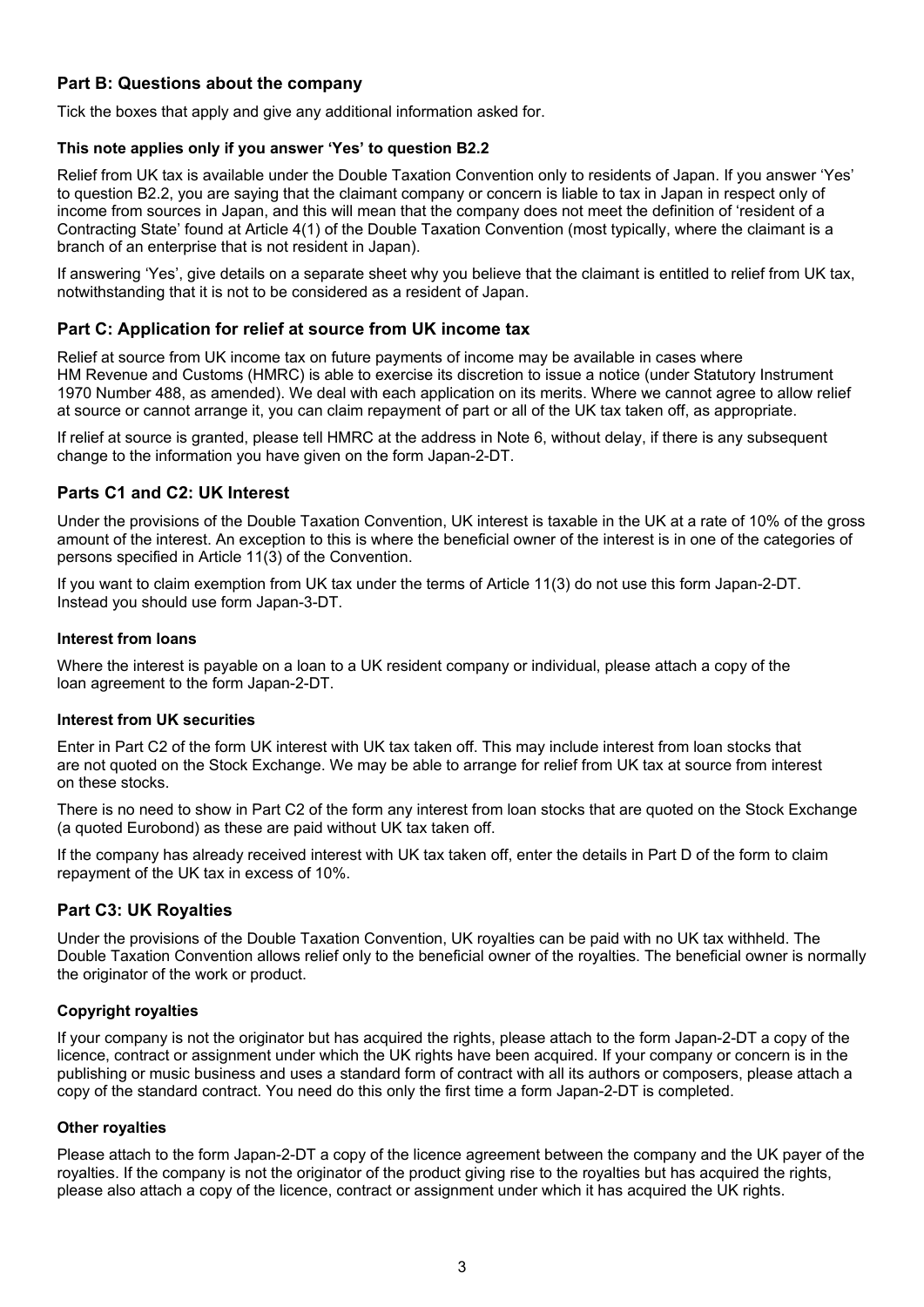## Part B: Questions about the company

Tick the boxes that apply and give any additional information asked for.

### This note applies only if you answer 'Yes' to question B2.2

Relief from UK tax is available under the Double Taxation Convention only to residents of Japan. If you answer 'Yes' to question B2.2, you are saying that the claimant company or concern is liable to tax in Japan in respect only of income from sources in Japan, and this will mean that the company does not meet the definition of 'resident of a Contracting State' found at Article 4(1) of the Double Taxation Convention (most typically, where the claimant is a branch of an enterprise that is not resident in Japan).

If answering 'Yes', give details on a separate sheet why you believe that the claimant is entitled to relief from UK tax, notwithstanding that it is not to be considered as a resident of Japan.

## Part C: Application for relief at source from UK income tax

Relief at source from UK income tax on future payments of income may be available in cases where HM Revenue and Customs (HMRC) is able to exercise its discretion to issue a notice (under Statutory Instrument 1970 Number 488, as amended). We deal with each application on its merits. Where we cannot agree to allow relief at source or cannot arrange it, you can claim repayment of part or all of the UK tax taken off, as appropriate.

If relief at source is granted, please tell HMRC at the address in Note 6, without delay, if there is any subsequent change to the information you have given on the form Japan-2-DT.

## Parts C1 and C2: UK Interest

Under the provisions of the Double Taxation Convention, UK interest is taxable in the UK at a rate of 10% of the gross amount of the interest. An exception to this is where the beneficial owner of the interest is in one of the categories of persons specified in Article 11(3) of the Convention.

If you want to claim exemption from UK tax under the terms of Article 11(3) do not use this form Japan-2-DT. Instead you should use form Japan-3-DT.

### Interest from loans

Where the interest is payable on a loan to a UK resident company or individual, please attach a copy of the loan agreement to the form Japan-2-DT.

### Interest from UK securities

Enter in Part C2 of the form UK interest with UK tax taken off. This may include interest from loan stocks that are not quoted on the Stock Exchange. We may be able to arrange for relief from UK tax at source from interest on these stocks.

There is no need to show in Part C2 of the form any interest from loan stocks that are quoted on the Stock Exchange (a quoted Eurobond) as these are paid without UK tax taken off.

If the company has already received interest with UK tax taken off, enter the details in Part D of the form to claim repayment of the UK tax in excess of 10%.

## Part C3: UK Royalties

Under the provisions of the Double Taxation Convention, UK royalties can be paid with no UK tax withheld. The Double Taxation Convention allows relief only to the beneficial owner of the royalties. The beneficial owner is normally the originator of the work or product.

### Copyright royalties

If your company is not the originator but has acquired the rights, please attach to the form Japan-2-DT a copy of the licence, contract or assignment under which the UK rights have been acquired. If your company or concern is in the publishing or music business and uses a standard form of contract with all its authors or composers, please attach a copy of the standard contract. You need do this only the first time a form Japan-2-DT is completed.

### Other royalties

Please attach to the form Japan-2-DT a copy of the licence agreement between the company and the UK payer of the royalties. If the company is not the originator of the product giving rise to the royalties but has acquired the rights, please also attach a copy of the licence, contract or assignment under which it has acquired the UK rights.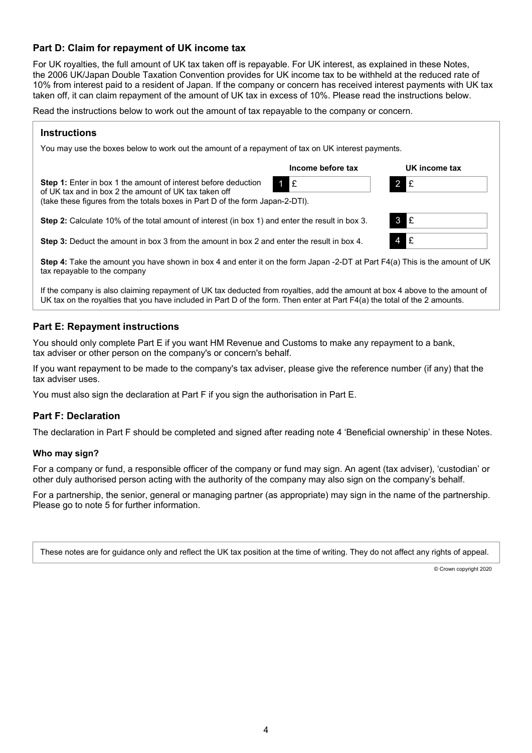## Part D: Claim for repayment of UK income tax

For UK royalties, the full amount of UK tax taken off is repayable. For UK interest, as explained in these Notes, the 2006 UK/Japan Double Taxation Convention provides for UK income tax to be withheld at the reduced rate of 10% from interest paid to a resident of Japan. If the company or concern has received interest payments with UK tax taken off, it can claim repayment of the amount of UK tax in excess of 10%. Please read the instructions below.

Read the instructions below to work out the amount of tax repayable to the company or concern.

### Instructions

You may use the boxes below to work out the amount of a repayment of tax on UK interest payments.

| | Income before tax | UK income tax |
|---|---|---|
| **Step 1:** Enter in box 1 the amount of interest before deduction of UK tax and in box 2 the amount of UK tax taken off (take these figures from the totals boxes in Part D of the form Japan-2-DTI). | 1 £ | 2 £ |
| **Step 2:** Calculate 10% of the total amount of interest (in box 1) and enter the result in box 3. | | 3 £ |
| **Step 3:** Deduct the amount in box 3 from the amount in box 2 and enter the result in box 4. | | 4 £ |

**Step 4:** Take the amount you have shown in box 4 and enter it on the form Japan -2-DT at Part F4(a) This is the amount of UK tax repayable to the company

If the company is also claiming repayment of UK tax deducted from royalties, add the amount at box 4 above to the amount of UK tax on the royalties that you have included in Part D of the form. Then enter at Part F4(a) the total of the 2 amounts.

## Part E: Repayment instructions

You should only complete Part E if you want HM Revenue and Customs to make any repayment to a bank, tax adviser or other person on the company's or concern's behalf.

If you want repayment to be made to the company's tax adviser, please give the reference number (if any) that the tax adviser uses.

You must also sign the declaration at Part F if you sign the authorisation in Part E.

## Part F: Declaration

The declaration in Part F should be completed and signed after reading note 4 'Beneficial ownership' in these Notes.

### Who may sign?

For a company or fund, a responsible officer of the company or fund may sign. An agent (tax adviser), 'custodian' or other duly authorised person acting with the authority of the company may also sign on the company's behalf.

For a partnership, the senior, general or managing partner (as appropriate) may sign in the name of the partnership. Please go to note 5 for further information.

These notes are for guidance only and reflect the UK tax position at the time of writing. They do not affect any rights of appeal.

© Crown copyright 2020